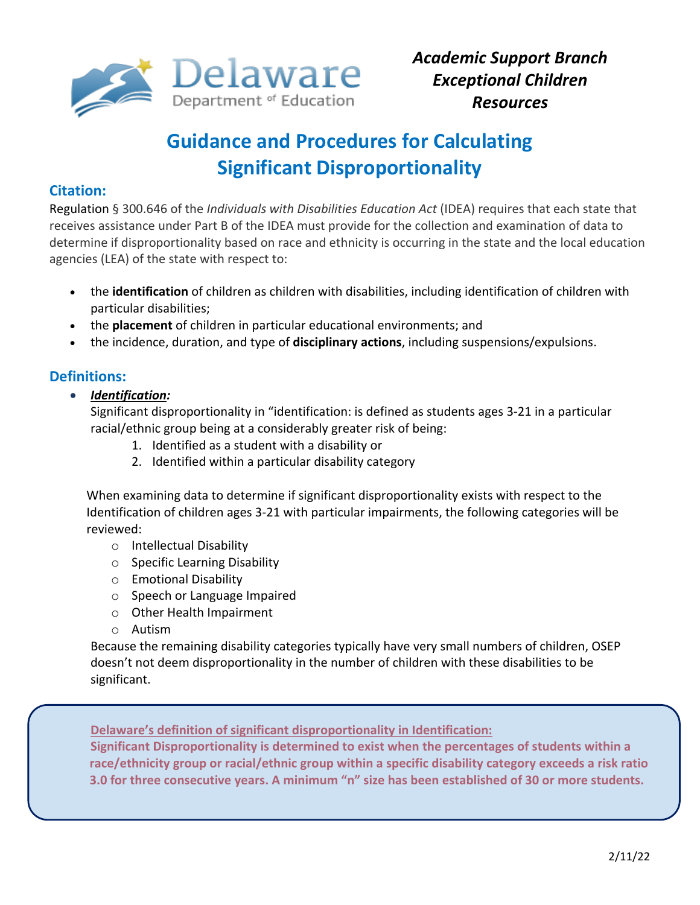**Academic Support Branch**
**Exceptional Children**
**Resources**

# Guidance and Procedures for Calculating Significant Disproportionality

## Citation:

Regulation § 300.646 of the *Individuals with Disabilities Education Act* (IDEA) requires that each state that receives assistance under Part B of the IDEA must provide for the collection and examination of data to determine if disproportionality based on race and ethnicity is occurring in the state and the local education agencies (LEA) of the state with respect to:

- the **identification** of children as children with disabilities, including identification of children with particular disabilities;
- the **placement** of children in particular educational environments; and
- the incidence, duration, and type of **disciplinary actions**, including suspensions/expulsions.

## Definitions:

- ***Identification:***

  Significant disproportionality in "identification: is defined as students ages 3-21 in a particular racial/ethnic group being at a considerably greater risk of being:

  1. Identified as a student with a disability or
  2. Identified within a particular disability category

  When examining data to determine if significant disproportionality exists with respect to the Identification of children ages 3-21 with particular impairments, the following categories will be reviewed:

  - Intellectual Disability
  - Specific Learning Disability
  - Emotional Disability
  - Speech or Language Impaired
  - Other Health Impairment
  - Autism

  Because the remaining disability categories typically have very small numbers of children, OSEP doesn't not deem disproportionality in the number of children with these disabilities to be significant.

**Delaware's definition of significant disproportionality in Identification:**

**Significant Disproportionality is determined to exist when the percentages of students within a race/ethnicity group or racial/ethnic group within a specific disability category exceeds a risk ratio 3.0 for three consecutive years. A minimum "n" size has been established of 30 or more students.**

2/11/22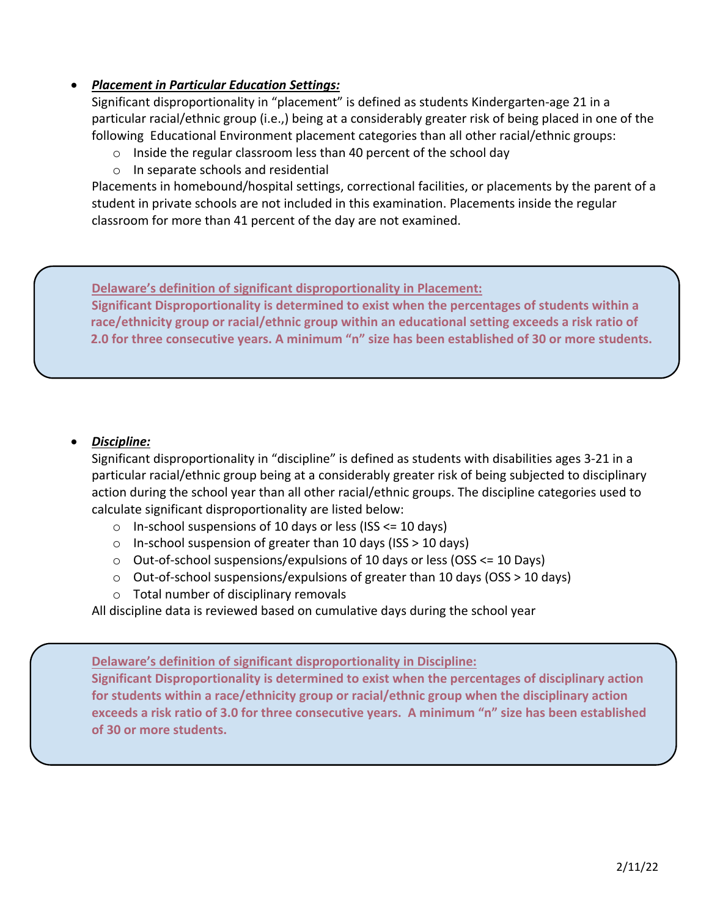- ***Placement in Particular Education Settings:***

  Significant disproportionality in "placement" is defined as students Kindergarten-age 21 in a particular racial/ethnic group (i.e.,) being at a considerably greater risk of being placed in one of the following Educational Environment placement categories than all other racial/ethnic groups:
  - Inside the regular classroom less than 40 percent of the school day
  - In separate schools and residential

  Placements in homebound/hospital settings, correctional facilities, or placements by the parent of a student in private schools are not included in this examination. Placements inside the regular classroom for more than 41 percent of the day are not examined.

> **Delaware's definition of significant disproportionality in Placement:**
>
> **Significant Disproportionality is determined to exist when the percentages of students within a race/ethnicity group or racial/ethnic group within an educational setting exceeds a risk ratio of 2.0 for three consecutive years. A minimum "n" size has been established of 30 or more students.**

- ***Discipline:***

  Significant disproportionality in "discipline" is defined as students with disabilities ages 3-21 in a particular racial/ethnic group being at a considerably greater risk of being subjected to disciplinary action during the school year than all other racial/ethnic groups. The discipline categories used to calculate significant disproportionality are listed below:
  - In-school suspensions of 10 days or less (ISS <= 10 days)
  - In-school suspension of greater than 10 days (ISS > 10 days)
  - Out-of-school suspensions/expulsions of 10 days or less (OSS <= 10 Days)
  - Out-of-school suspensions/expulsions of greater than 10 days (OSS > 10 days)
  - Total number of disciplinary removals

  All discipline data is reviewed based on cumulative days during the school year

> **Delaware's definition of significant disproportionality in Discipline:**
>
> **Significant Disproportionality is determined to exist when the percentages of disciplinary action for students within a race/ethnicity group or racial/ethnic group when the disciplinary action exceeds a risk ratio of 3.0 for three consecutive years. A minimum "n" size has been established of 30 or more students.**

2/11/22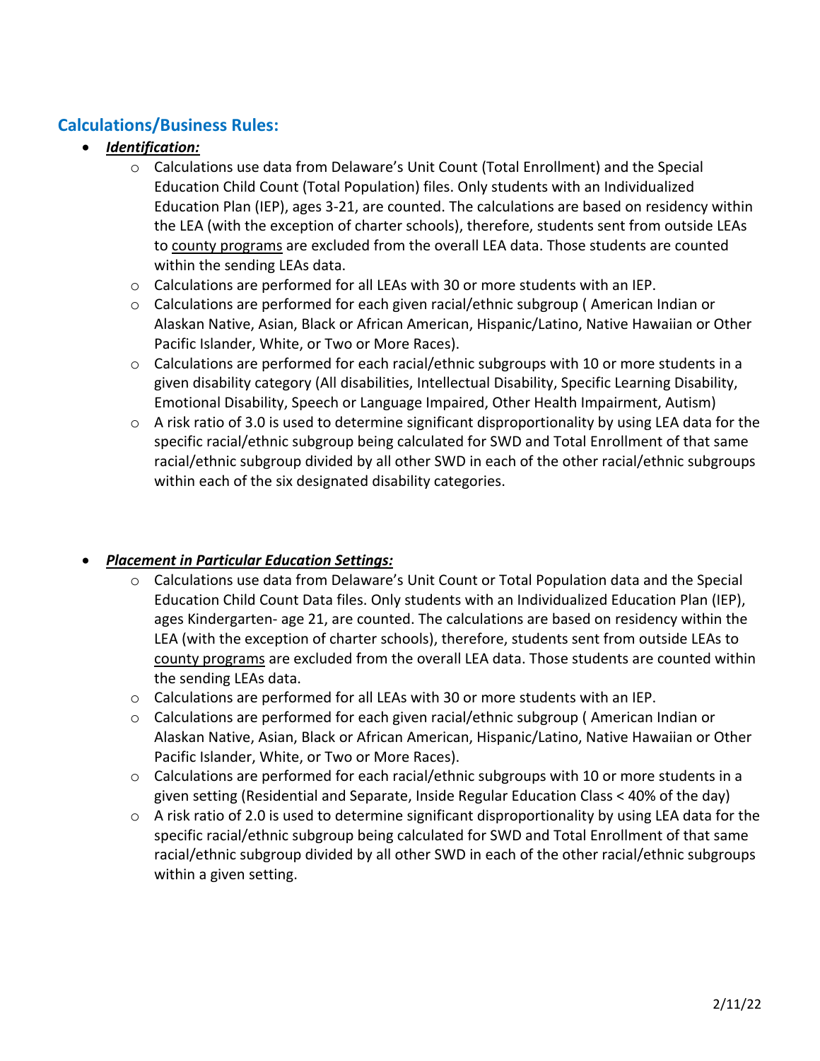## Calculations/Business Rules:

- ***Identification:***
  - Calculations use data from Delaware's Unit Count (Total Enrollment) and the Special Education Child Count (Total Population) files. Only students with an Individualized Education Plan (IEP), ages 3-21, are counted. The calculations are based on residency within the LEA (with the exception of charter schools), therefore, students sent from outside LEAs to county programs are excluded from the overall LEA data. Those students are counted within the sending LEAs data.
  - Calculations are performed for all LEAs with 30 or more students with an IEP.
  - Calculations are performed for each given racial/ethnic subgroup ( American Indian or Alaskan Native, Asian, Black or African American, Hispanic/Latino, Native Hawaiian or Other Pacific Islander, White, or Two or More Races).
  - Calculations are performed for each racial/ethnic subgroups with 10 or more students in a given disability category (All disabilities, Intellectual Disability, Specific Learning Disability, Emotional Disability, Speech or Language Impaired, Other Health Impairment, Autism)
  - A risk ratio of 3.0 is used to determine significant disproportionality by using LEA data for the specific racial/ethnic subgroup being calculated for SWD and Total Enrollment of that same racial/ethnic subgroup divided by all other SWD in each of the other racial/ethnic subgroups within each of the six designated disability categories.

- ***Placement in Particular Education Settings:***
  - Calculations use data from Delaware's Unit Count or Total Population data and the Special Education Child Count Data files. Only students with an Individualized Education Plan (IEP), ages Kindergarten- age 21, are counted. The calculations are based on residency within the LEA (with the exception of charter schools), therefore, students sent from outside LEAs to county programs are excluded from the overall LEA data. Those students are counted within the sending LEAs data.
  - Calculations are performed for all LEAs with 30 or more students with an IEP.
  - Calculations are performed for each given racial/ethnic subgroup ( American Indian or Alaskan Native, Asian, Black or African American, Hispanic/Latino, Native Hawaiian or Other Pacific Islander, White, or Two or More Races).
  - Calculations are performed for each racial/ethnic subgroups with 10 or more students in a given setting (Residential and Separate, Inside Regular Education Class < 40% of the day)
  - A risk ratio of 2.0 is used to determine significant disproportionality by using LEA data for the specific racial/ethnic subgroup being calculated for SWD and Total Enrollment of that same racial/ethnic subgroup divided by all other SWD in each of the other racial/ethnic subgroups within a given setting.

2/11/22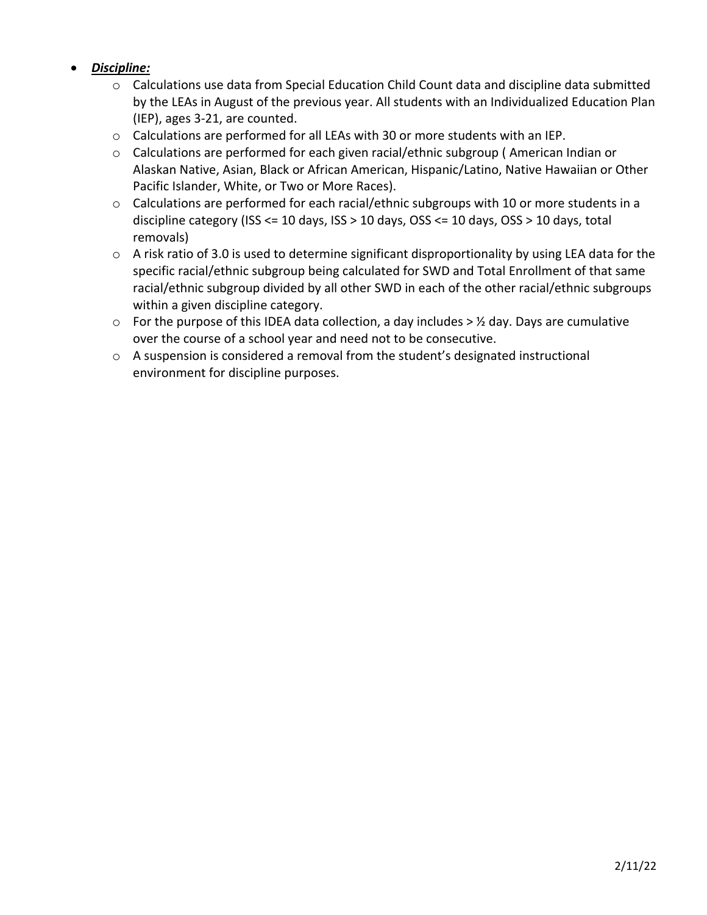- ***Discipline:***
  - Calculations use data from Special Education Child Count data and discipline data submitted by the LEAs in August of the previous year. All students with an Individualized Education Plan (IEP), ages 3-21, are counted.
  - Calculations are performed for all LEAs with 30 or more students with an IEP.
  - Calculations are performed for each given racial/ethnic subgroup ( American Indian or Alaskan Native, Asian, Black or African American, Hispanic/Latino, Native Hawaiian or Other Pacific Islander, White, or Two or More Races).
  - Calculations are performed for each racial/ethnic subgroups with 10 or more students in a discipline category (ISS <= 10 days, ISS > 10 days, OSS <= 10 days, OSS > 10 days, total removals)
  - A risk ratio of 3.0 is used to determine significant disproportionality by using LEA data for the specific racial/ethnic subgroup being calculated for SWD and Total Enrollment of that same racial/ethnic subgroup divided by all other SWD in each of the other racial/ethnic subgroups within a given discipline category.
  - For the purpose of this IDEA data collection, a day includes > ½ day. Days are cumulative over the course of a school year and need not to be consecutive.
  - A suspension is considered a removal from the student's designated instructional environment for discipline purposes.

2/11/22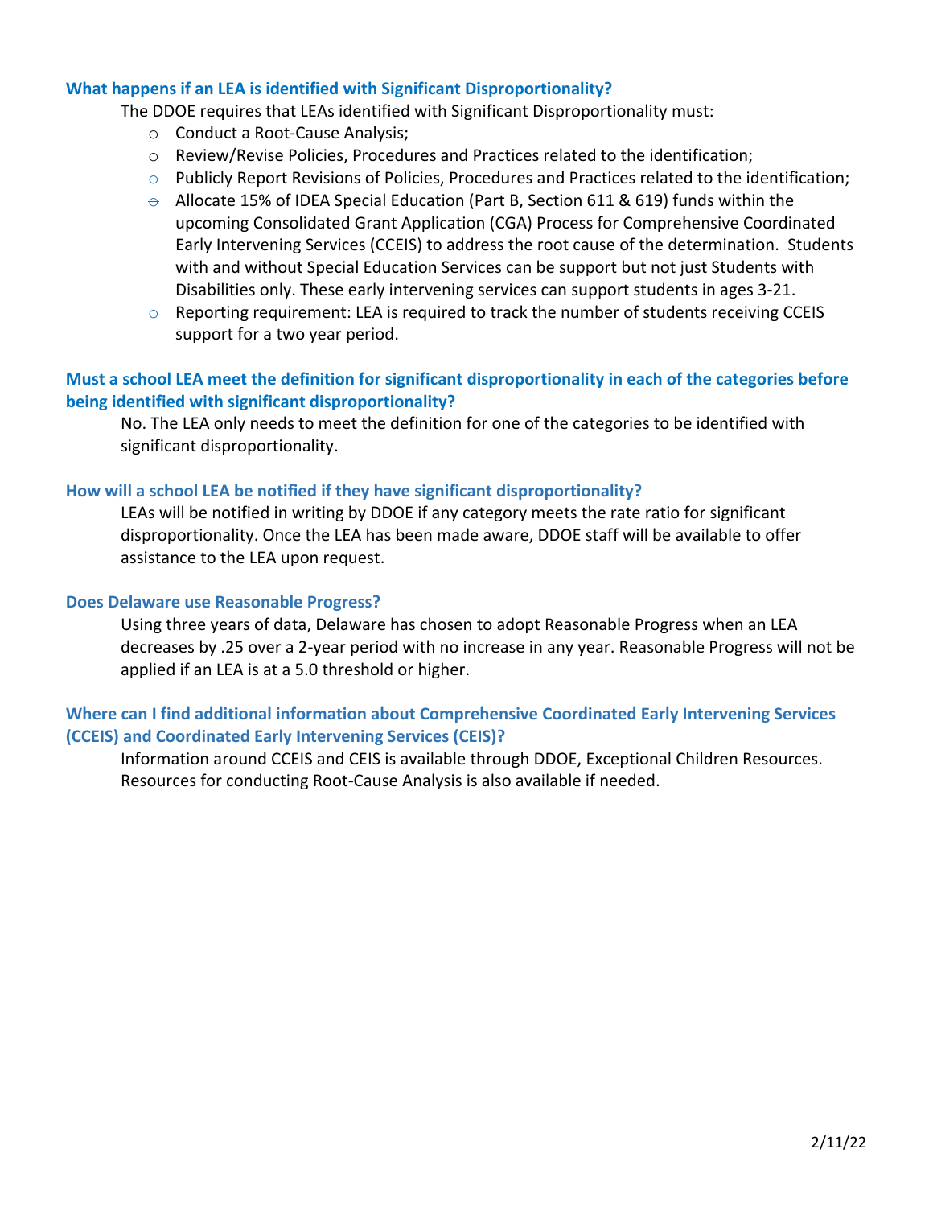### What happens if an LEA is identified with Significant Disproportionality?

The DDOE requires that LEAs identified with Significant Disproportionality must:

- Conduct a Root-Cause Analysis;
- Review/Revise Policies, Procedures and Practices related to the identification;
- Publicly Report Revisions of Policies, Procedures and Practices related to the identification;
- Allocate 15% of IDEA Special Education (Part B, Section 611 & 619) funds within the upcoming Consolidated Grant Application (CGA) Process for Comprehensive Coordinated Early Intervening Services (CCEIS) to address the root cause of the determination. Students with and without Special Education Services can be support but not just Students with Disabilities only. These early intervening services can support students in ages 3-21.
- Reporting requirement: LEA is required to track the number of students receiving CCEIS support for a two year period.

### Must a school LEA meet the definition for significant disproportionality in each of the categories before being identified with significant disproportionality?

No. The LEA only needs to meet the definition for one of the categories to be identified with significant disproportionality.

### How will a school LEA be notified if they have significant disproportionality?

LEAs will be notified in writing by DDOE if any category meets the rate ratio for significant disproportionality. Once the LEA has been made aware, DDOE staff will be available to offer assistance to the LEA upon request.

### Does Delaware use Reasonable Progress?

Using three years of data, Delaware has chosen to adopt Reasonable Progress when an LEA decreases by .25 over a 2-year period with no increase in any year. Reasonable Progress will not be applied if an LEA is at a 5.0 threshold or higher.

### Where can I find additional information about Comprehensive Coordinated Early Intervening Services (CCEIS) and Coordinated Early Intervening Services (CEIS)?

Information around CCEIS and CEIS is available through DDOE, Exceptional Children Resources. Resources for conducting Root-Cause Analysis is also available if needed.

2/11/22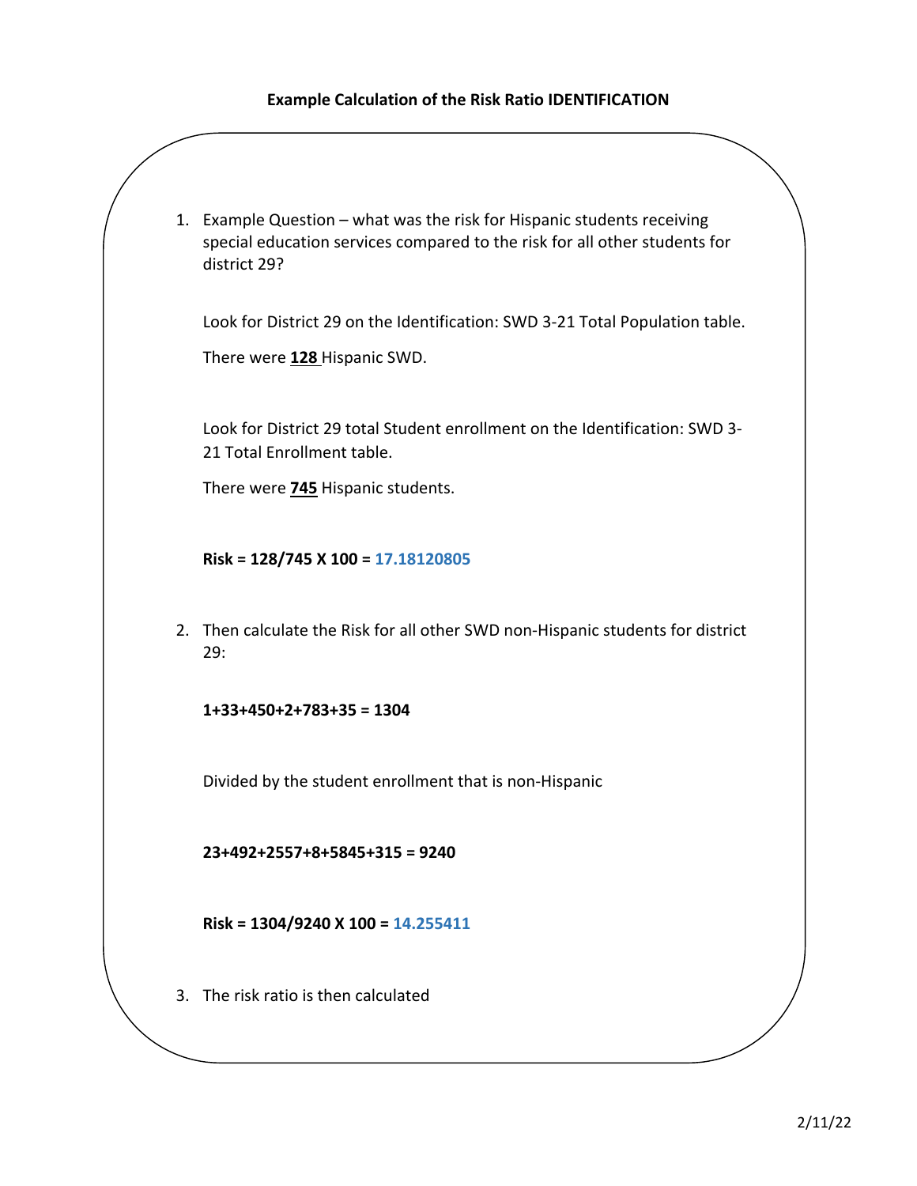**Example Calculation of the Risk Ratio IDENTIFICATION**

1. Example Question – what was the risk for Hispanic students receiving special education services compared to the risk for all other students for district 29?

   Look for District 29 on the Identification: SWD 3-21 Total Population table.

   There were **128** Hispanic SWD.

   Look for District 29 total Student enrollment on the Identification: SWD 3-21 Total Enrollment table.

   There were **745** Hispanic students.

   **Risk = 128/745 X 100 = 17.18120805**

2. Then calculate the Risk for all other SWD non-Hispanic students for district 29:

   **1+33+450+2+783+35 = 1304**

   Divided by the student enrollment that is non-Hispanic

   **23+492+2557+8+5845+315 = 9240**

   **Risk = 1304/9240 X 100 = 14.255411**

3. The risk ratio is then calculated

2/11/22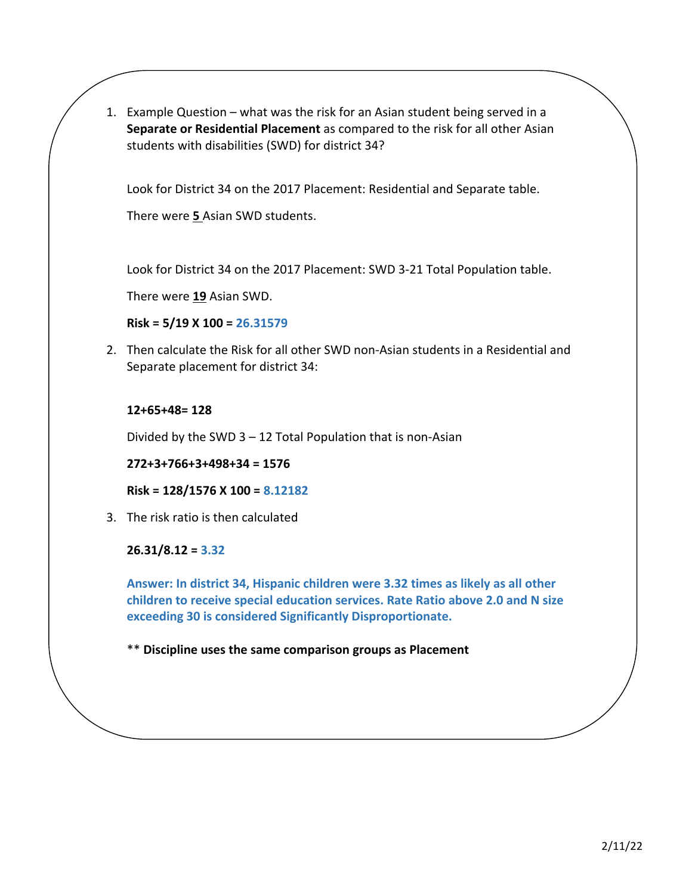1. Example Question – what was the risk for an Asian student being served in a **Separate or Residential Placement** as compared to the risk for all other Asian students with disabilities (SWD) for district 34?

   Look for District 34 on the 2017 Placement: Residential and Separate table.

   There were **5** Asian SWD students.

   Look for District 34 on the 2017 Placement: SWD 3-21 Total Population table.

   There were **19** Asian SWD.

   **Risk = 5/19 X 100 = 26.31579**

2. Then calculate the Risk for all other SWD non-Asian students in a Residential and Separate placement for district 34:

   **12+65+48= 128**

   Divided by the SWD 3 – 12 Total Population that is non-Asian

   **272+3+766+3+498+34 = 1576**

   **Risk = 128/1576 X 100 = 8.12182**

3. The risk ratio is then calculated

   **26.31/8.12 = 3.32**

   **Answer: In district 34, Hispanic children were 3.32 times as likely as all other children to receive special education services. Rate Ratio above 2.0 and N size exceeding 30 is considered Significantly Disproportionate.**

   ** **Discipline uses the same comparison groups as Placement**